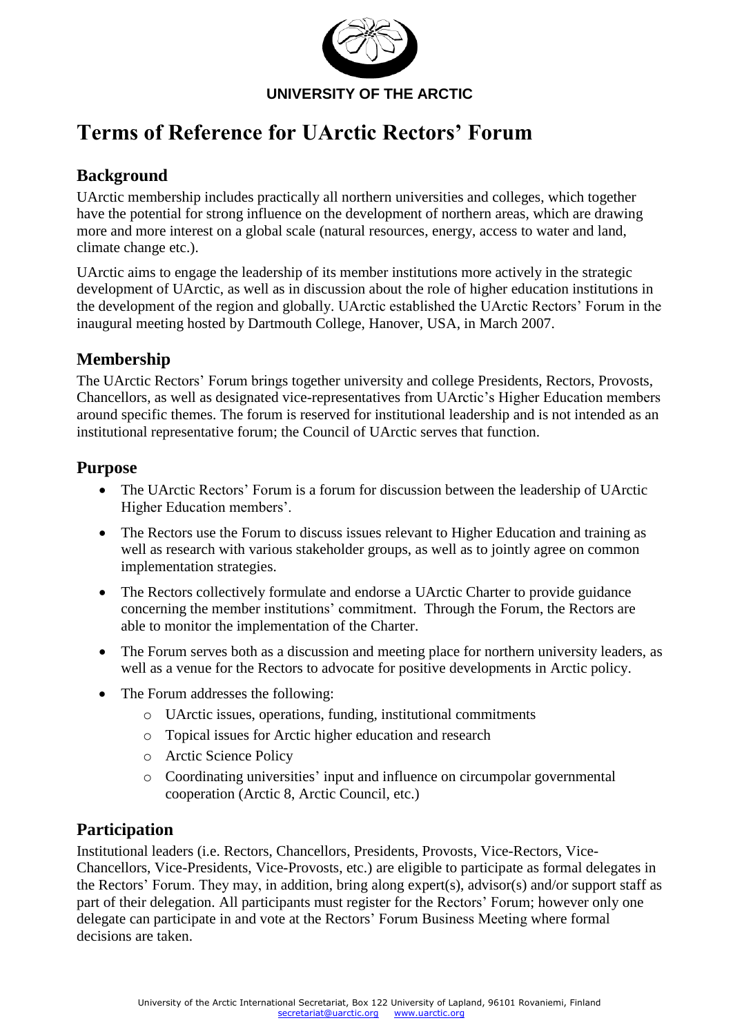UNIVERSITY OF THE ARCTIC

# Terms of Reference for UArctic Rectors' Forum

## Background

UArctic membership includes practically all northern universities and colleges, which together have the potential for strong influence on the development of northern areas, which are drawing more and more interest on a global scale (natural resources, energy, access to water and land, climate change etc.).

UArctic aims to engage the leadership of its member institutions more actively in the strategic development of UArctic, as well as in discussion about the role of higher education institutions in the development of the region and globally. UArctic established the UArctic Rectors' Forum in the inaugural meeting hosted by Dartmouth College, Hanover, USA, in March 2007.

## Membership

The UArctic Rectors' Forum brings together university and college Presidents, Rectors, Provosts, Chancellors, as well as designated vice-representatives from UArctic's Higher Education members around specific themes. The forum is reserved for institutional leadership and is not intended as an institutional representative forum; the Council of UArctic serves that function.

## Purpose

- The UArctic Rectors' Forum is a forum for discussion between the leadership of UArctic Higher Education members'.
- The Rectors use the Forum to discuss issues relevant to Higher Education and training as well as research with various stakeholder groups, as well as to jointly agree on common implementation strategies.
- The Rectors collectively formulate and endorse a UArctic Charter to provide guidance concerning the member institutions' commitment. Through the Forum, the Rectors are able to monitor the implementation of the Charter.
- The Forum serves both as a discussion and meeting place for northern university leaders, as well as a venue for the Rectors to advocate for positive developments in Arctic policy.
- The Forum addresses the following:
  - UArctic issues, operations, funding, institutional commitments
  - Topical issues for Arctic higher education and research
  - Arctic Science Policy
  - Coordinating universities' input and influence on circumpolar governmental cooperation (Arctic 8, Arctic Council, etc.)

## Participation

Institutional leaders (i.e. Rectors, Chancellors, Presidents, Provosts, Vice-Rectors, Vice-Chancellors, Vice-Presidents, Vice-Provosts, etc.) are eligible to participate as formal delegates in the Rectors' Forum. They may, in addition, bring along expert(s), advisor(s) and/or support staff as part of their delegation. All participants must register for the Rectors' Forum; however only one delegate can participate in and vote at the Rectors' Forum Business Meeting where formal decisions are taken.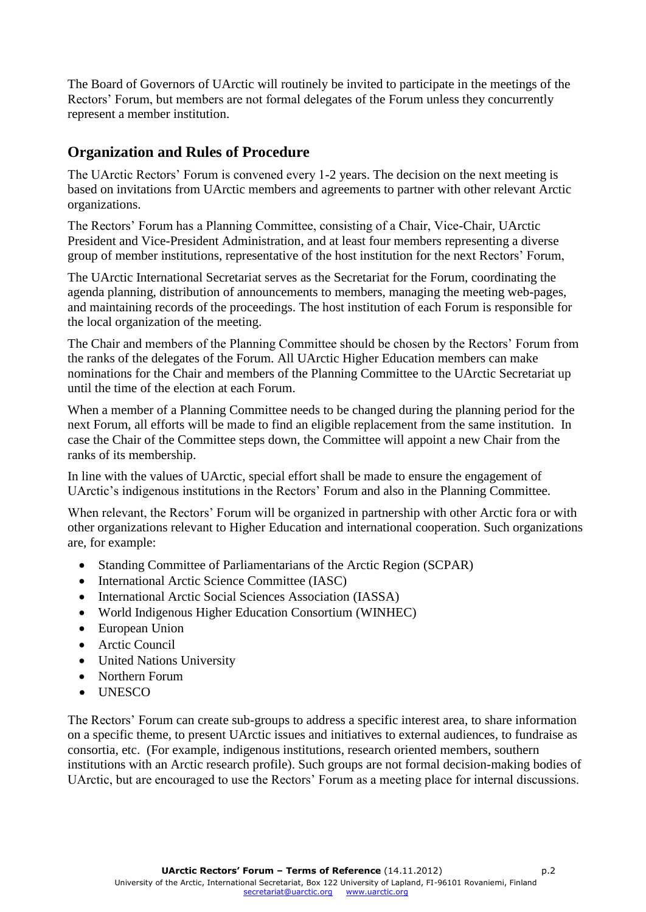The Board of Governors of UArctic will routinely be invited to participate in the meetings of the Rectors' Forum, but members are not formal delegates of the Forum unless they concurrently represent a member institution.

## Organization and Rules of Procedure

The UArctic Rectors' Forum is convened every 1-2 years. The decision on the next meeting is based on invitations from UArctic members and agreements to partner with other relevant Arctic organizations.

The Rectors' Forum has a Planning Committee, consisting of a Chair, Vice-Chair, UArctic President and Vice-President Administration, and at least four members representing a diverse group of member institutions, representative of the host institution for the next Rectors' Forum,

The UArctic International Secretariat serves as the Secretariat for the Forum, coordinating the agenda planning, distribution of announcements to members, managing the meeting web-pages, and maintaining records of the proceedings. The host institution of each Forum is responsible for the local organization of the meeting.

The Chair and members of the Planning Committee should be chosen by the Rectors' Forum from the ranks of the delegates of the Forum. All UArctic Higher Education members can make nominations for the Chair and members of the Planning Committee to the UArctic Secretariat up until the time of the election at each Forum.

When a member of a Planning Committee needs to be changed during the planning period for the next Forum, all efforts will be made to find an eligible replacement from the same institution. In case the Chair of the Committee steps down, the Committee will appoint a new Chair from the ranks of its membership.

In line with the values of UArctic, special effort shall be made to ensure the engagement of UArctic's indigenous institutions in the Rectors' Forum and also in the Planning Committee.

When relevant, the Rectors' Forum will be organized in partnership with other Arctic fora or with other organizations relevant to Higher Education and international cooperation. Such organizations are, for example:

- Standing Committee of Parliamentarians of the Arctic Region (SCPAR)
- International Arctic Science Committee (IASC)
- International Arctic Social Sciences Association (IASSA)
- World Indigenous Higher Education Consortium (WINHEC)
- European Union
- Arctic Council
- United Nations University
- Northern Forum
- UNESCO

The Rectors' Forum can create sub-groups to address a specific interest area, to share information on a specific theme, to present UArctic issues and initiatives to external audiences, to fundraise as consortia, etc. (For example, indigenous institutions, research oriented members, southern institutions with an Arctic research profile). Such groups are not formal decision-making bodies of UArctic, but are encouraged to use the Rectors' Forum as a meeting place for internal discussions.